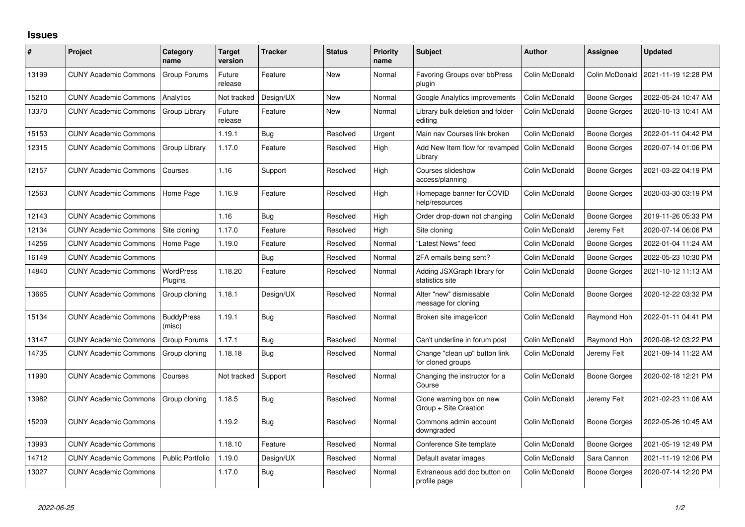## Issues

| # | Project | Category name | Target version | Tracker | Status | Priority name | Subject | Author | Assignee | Updated |
|---|---|---|---|---|---|---|---|---|---|---|
| 13199 | CUNY Academic Commons | Group Forums | Future release | Feature | New | Normal | Favoring Groups over bbPress plugin | Colin McDonald | Colin McDonald | 2021-11-19 12:28 PM |
| 15210 | CUNY Academic Commons | Analytics | Not tracked | Design/UX | New | Normal | Google Analytics improvements | Colin McDonald | Boone Gorges | 2022-05-24 10:47 AM |
| 13370 | CUNY Academic Commons | Group Library | Future release | Feature | New | Normal | Library bulk deletion and folder editing | Colin McDonald | Boone Gorges | 2020-10-13 10:41 AM |
| 15153 | CUNY Academic Commons | | 1.19.1 | Bug | Resolved | Urgent | Main nav Courses link broken | Colin McDonald | Boone Gorges | 2022-01-11 04:42 PM |
| 12315 | CUNY Academic Commons | Group Library | 1.17.0 | Feature | Resolved | High | Add New Item flow for revamped Library | Colin McDonald | Boone Gorges | 2020-07-14 01:06 PM |
| 12157 | CUNY Academic Commons | Courses | 1.16 | Support | Resolved | High | Courses slideshow access/planning | Colin McDonald | Boone Gorges | 2021-03-22 04:19 PM |
| 12563 | CUNY Academic Commons | Home Page | 1.16.9 | Feature | Resolved | High | Homepage banner for COVID help/resources | Colin McDonald | Boone Gorges | 2020-03-30 03:19 PM |
| 12143 | CUNY Academic Commons | | 1.16 | Bug | Resolved | High | Order drop-down not changing | Colin McDonald | Boone Gorges | 2019-11-26 05:33 PM |
| 12134 | CUNY Academic Commons | Site cloning | 1.17.0 | Feature | Resolved | High | Site cloning | Colin McDonald | Jeremy Felt | 2020-07-14 06:06 PM |
| 14256 | CUNY Academic Commons | Home Page | 1.19.0 | Feature | Resolved | Normal | "Latest News" feed | Colin McDonald | Boone Gorges | 2022-01-04 11:24 AM |
| 16149 | CUNY Academic Commons | | | Bug | Resolved | Normal | 2FA emails being sent? | Colin McDonald | Boone Gorges | 2022-05-23 10:30 PM |
| 14840 | CUNY Academic Commons | WordPress Plugins | 1.18.20 | Feature | Resolved | Normal | Adding JSXGraph library for statistics site | Colin McDonald | Boone Gorges | 2021-10-12 11:13 AM |
| 13665 | CUNY Academic Commons | Group cloning | 1.18.1 | Design/UX | Resolved | Normal | Alter "new" dismissable message for cloning | Colin McDonald | Boone Gorges | 2020-12-22 03:32 PM |
| 15134 | CUNY Academic Commons | BuddyPress (misc) | 1.19.1 | Bug | Resolved | Normal | Broken site image/icon | Colin McDonald | Raymond Hoh | 2022-01-11 04:41 PM |
| 13147 | CUNY Academic Commons | Group Forums | 1.17.1 | Bug | Resolved | Normal | Can't underline in forum post | Colin McDonald | Raymond Hoh | 2020-08-12 03:22 PM |
| 14735 | CUNY Academic Commons | Group cloning | 1.18.18 | Bug | Resolved | Normal | Change "clean up" button link for cloned groups | Colin McDonald | Jeremy Felt | 2021-09-14 11:22 AM |
| 11990 | CUNY Academic Commons | Courses | Not tracked | Support | Resolved | Normal | Changing the instructor for a Course | Colin McDonald | Boone Gorges | 2020-02-18 12:21 PM |
| 13982 | CUNY Academic Commons | Group cloning | 1.18.5 | Bug | Resolved | Normal | Clone warning box on new Group + Site Creation | Colin McDonald | Jeremy Felt | 2021-02-23 11:06 AM |
| 15209 | CUNY Academic Commons | | 1.19.2 | Bug | Resolved | Normal | Commons admin account downgraded | Colin McDonald | Boone Gorges | 2022-05-26 10:45 AM |
| 13993 | CUNY Academic Commons | | 1.18.10 | Feature | Resolved | Normal | Conference Site template | Colin McDonald | Boone Gorges | 2021-05-19 12:49 PM |
| 14712 | CUNY Academic Commons | Public Portfolio | 1.19.0 | Design/UX | Resolved | Normal | Default avatar images | Colin McDonald | Sara Cannon | 2021-11-19 12:06 PM |
| 13027 | CUNY Academic Commons | | 1.17.0 | Bug | Resolved | Normal | Extraneous add doc button on profile page | Colin McDonald | Boone Gorges | 2020-07-14 12:20 PM |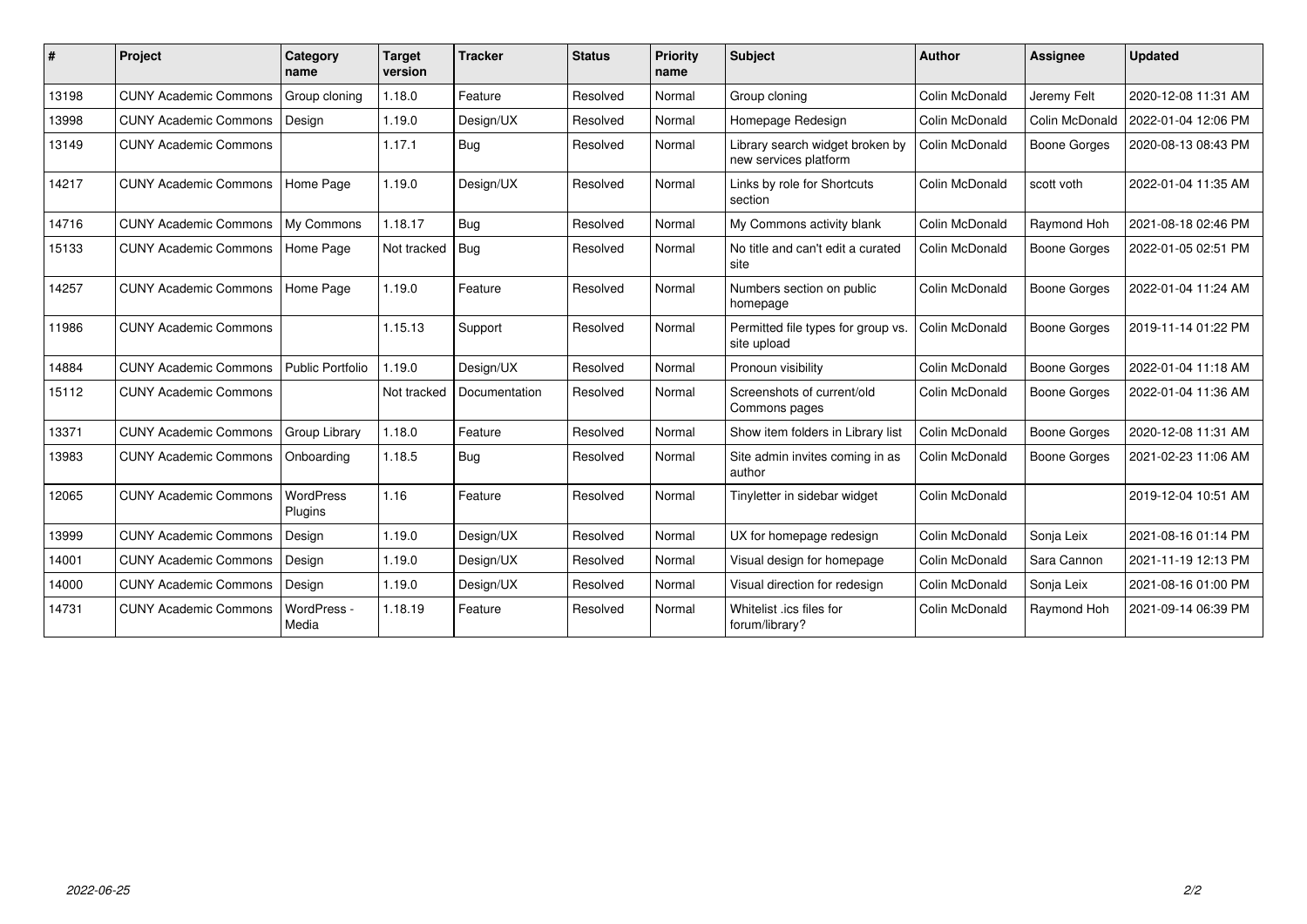| # | Project | Category name | Target version | Tracker | Status | Priority name | Subject | Author | Assignee | Updated |
|---|---|---|---|---|---|---|---|---|---|---|
| 13198 | CUNY Academic Commons | Group cloning | 1.18.0 | Feature | Resolved | Normal | Group cloning | Colin McDonald | Jeremy Felt | 2020-12-08 11:31 AM |
| 13998 | CUNY Academic Commons | Design | 1.19.0 | Design/UX | Resolved | Normal | Homepage Redesign | Colin McDonald | Colin McDonald | 2022-01-04 12:06 PM |
| 13149 | CUNY Academic Commons | | 1.17.1 | Bug | Resolved | Normal | Library search widget broken by new services platform | Colin McDonald | Boone Gorges | 2020-08-13 08:43 PM |
| 14217 | CUNY Academic Commons | Home Page | 1.19.0 | Design/UX | Resolved | Normal | Links by role for Shortcuts section | Colin McDonald | scott voth | 2022-01-04 11:35 AM |
| 14716 | CUNY Academic Commons | My Commons | 1.18.17 | Bug | Resolved | Normal | My Commons activity blank | Colin McDonald | Raymond Hoh | 2021-08-18 02:46 PM |
| 15133 | CUNY Academic Commons | Home Page | Not tracked | Bug | Resolved | Normal | No title and can't edit a curated site | Colin McDonald | Boone Gorges | 2022-01-05 02:51 PM |
| 14257 | CUNY Academic Commons | Home Page | 1.19.0 | Feature | Resolved | Normal | Numbers section on public homepage | Colin McDonald | Boone Gorges | 2022-01-04 11:24 AM |
| 11986 | CUNY Academic Commons | | 1.15.13 | Support | Resolved | Normal | Permitted file types for group vs. site upload | Colin McDonald | Boone Gorges | 2019-11-14 01:22 PM |
| 14884 | CUNY Academic Commons | Public Portfolio | 1.19.0 | Design/UX | Resolved | Normal | Pronoun visibility | Colin McDonald | Boone Gorges | 2022-01-04 11:18 AM |
| 15112 | CUNY Academic Commons | | Not tracked | Documentation | Resolved | Normal | Screenshots of current/old Commons pages | Colin McDonald | Boone Gorges | 2022-01-04 11:36 AM |
| 13371 | CUNY Academic Commons | Group Library | 1.18.0 | Feature | Resolved | Normal | Show item folders in Library list | Colin McDonald | Boone Gorges | 2020-12-08 11:31 AM |
| 13983 | CUNY Academic Commons | Onboarding | 1.18.5 | Bug | Resolved | Normal | Site admin invites coming in as author | Colin McDonald | Boone Gorges | 2021-02-23 11:06 AM |
| 12065 | CUNY Academic Commons | WordPress Plugins | 1.16 | Feature | Resolved | Normal | Tinyletter in sidebar widget | Colin McDonald | | 2019-12-04 10:51 AM |
| 13999 | CUNY Academic Commons | Design | 1.19.0 | Design/UX | Resolved | Normal | UX for homepage redesign | Colin McDonald | Sonja Leix | 2021-08-16 01:14 PM |
| 14001 | CUNY Academic Commons | Design | 1.19.0 | Design/UX | Resolved | Normal | Visual design for homepage | Colin McDonald | Sara Cannon | 2021-11-19 12:13 PM |
| 14000 | CUNY Academic Commons | Design | 1.19.0 | Design/UX | Resolved | Normal | Visual direction for redesign | Colin McDonald | Sonja Leix | 2021-08-16 01:00 PM |
| 14731 | CUNY Academic Commons | WordPress - Media | 1.18.19 | Feature | Resolved | Normal | Whitelist .ics files for forum/library? | Colin McDonald | Raymond Hoh | 2021-09-14 06:39 PM |